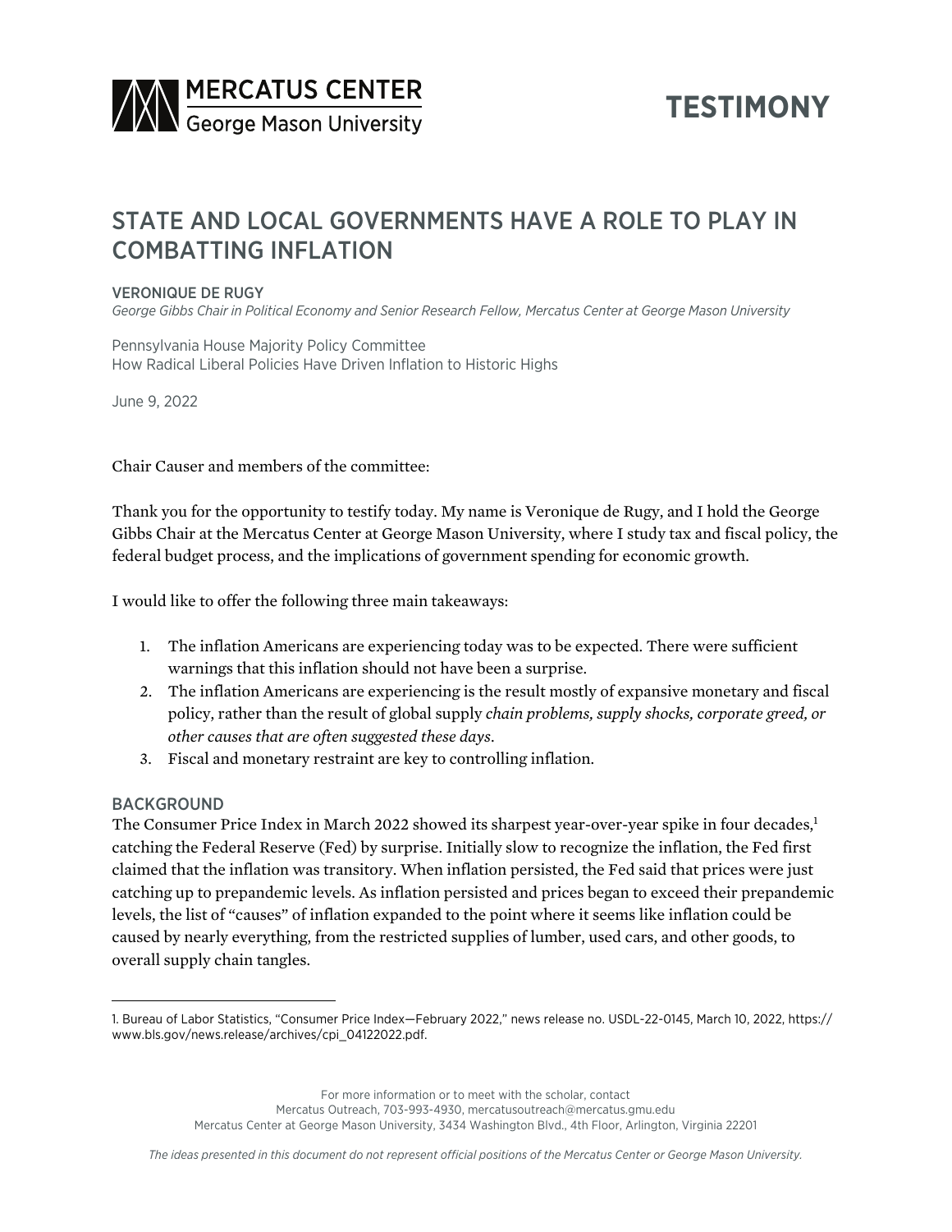MERCATUS CENTER
George Mason University

**TESTIMONY**

# STATE AND LOCAL GOVERNMENTS HAVE A ROLE TO PLAY IN COMBATTING INFLATION

VERONIQUE DE RUGY

*George Gibbs Chair in Political Economy and Senior Research Fellow, Mercatus Center at George Mason University*

Pennsylvania House Majority Policy Committee
How Radical Liberal Policies Have Driven Inflation to Historic Highs

June 9, 2022

Chair Causer and members of the committee:

Thank you for the opportunity to testify today. My name is Veronique de Rugy, and I hold the George Gibbs Chair at the Mercatus Center at George Mason University, where I study tax and fiscal policy, the federal budget process, and the implications of government spending for economic growth.

I would like to offer the following three main takeaways:

1. The inflation Americans are experiencing today was to be expected. There were sufficient warnings that this inflation should not have been a surprise.
2. The inflation Americans are experiencing is the result mostly of expansive monetary and fiscal policy, rather than the result of global supply *chain problems, supply shocks, corporate greed, or other causes that are often suggested these days*.
3. Fiscal and monetary restraint are key to controlling inflation.

## BACKGROUND

The Consumer Price Index in March 2022 showed its sharpest year-over-year spike in four decades,[1] catching the Federal Reserve (Fed) by surprise. Initially slow to recognize the inflation, the Fed first claimed that the inflation was transitory. When inflation persisted, the Fed said that prices were just catching up to prepandemic levels. As inflation persisted and prices began to exceed their prepandemic levels, the list of "causes" of inflation expanded to the point where it seems like inflation could be caused by nearly everything, from the restricted supplies of lumber, used cars, and other goods, to overall supply chain tangles.

---

1. Bureau of Labor Statistics, "Consumer Price Index—February 2022," news release no. USDL-22-0145, March 10, 2022, https://www.bls.gov/news.release/archives/cpi_04122022.pdf.

For more information or to meet with the scholar, contact
Mercatus Outreach, 703-993-4930, mercatusoutreach@mercatus.gmu.edu
Mercatus Center at George Mason University, 3434 Washington Blvd., 4th Floor, Arlington, Virginia 22201

*The ideas presented in this document do not represent official positions of the Mercatus Center or George Mason University.*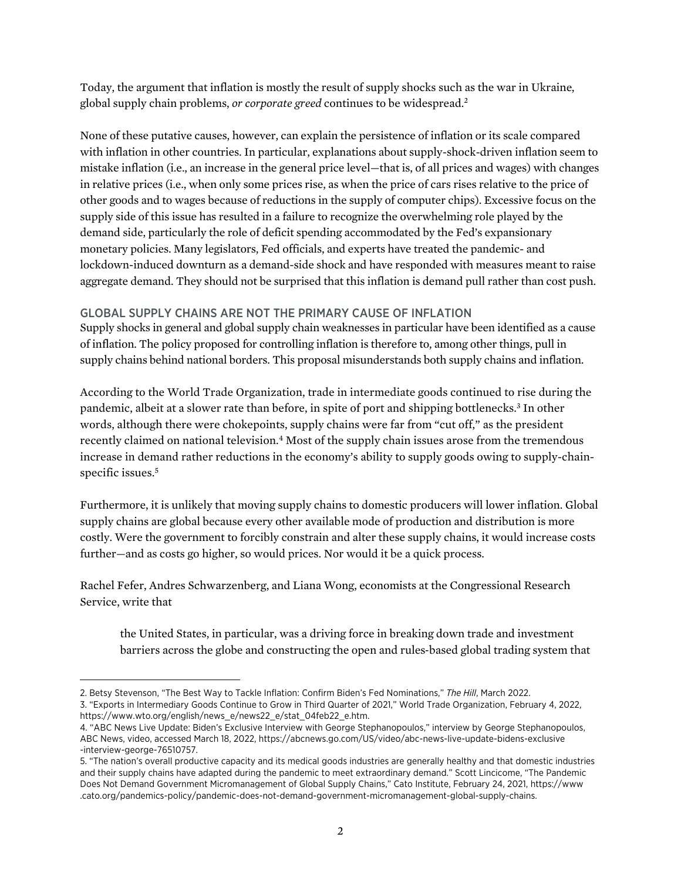Today, the argument that inflation is mostly the result of supply shocks such as the war in Ukraine, global supply chain problems, *or corporate greed* continues to be widespread.[2]

None of these putative causes, however, can explain the persistence of inflation or its scale compared with inflation in other countries. In particular, explanations about supply-shock-driven inflation seem to mistake inflation (i.e., an increase in the general price level—that is, of all prices and wages) with changes in relative prices (i.e., when only some prices rise, as when the price of cars rises relative to the price of other goods and to wages because of reductions in the supply of computer chips). Excessive focus on the supply side of this issue has resulted in a failure to recognize the overwhelming role played by the demand side, particularly the role of deficit spending accommodated by the Fed's expansionary monetary policies. Many legislators, Fed officials, and experts have treated the pandemic- and lockdown-induced downturn as a demand-side shock and have responded with measures meant to raise aggregate demand. They should not be surprised that this inflation is demand pull rather than cost push.

## GLOBAL SUPPLY CHAINS ARE NOT THE PRIMARY CAUSE OF INFLATION

Supply shocks in general and global supply chain weaknesses in particular have been identified as a cause of inflation. The policy proposed for controlling inflation is therefore to, among other things, pull in supply chains behind national borders. This proposal misunderstands both supply chains and inflation.

According to the World Trade Organization, trade in intermediate goods continued to rise during the pandemic, albeit at a slower rate than before, in spite of port and shipping bottlenecks.[3] In other words, although there were chokepoints, supply chains were far from "cut off," as the president recently claimed on national television.[4] Most of the supply chain issues arose from the tremendous increase in demand rather reductions in the economy's ability to supply goods owing to supply-chain-specific issues.[5]

Furthermore, it is unlikely that moving supply chains to domestic producers will lower inflation. Global supply chains are global because every other available mode of production and distribution is more costly. Were the government to forcibly constrain and alter these supply chains, it would increase costs further—and as costs go higher, so would prices. Nor would it be a quick process.

Rachel Fefer, Andres Schwarzenberg, and Liana Wong, economists at the Congressional Research Service, write that

> the United States, in particular, was a driving force in breaking down trade and investment barriers across the globe and constructing the open and rules-based global trading system that

---

2. Betsy Stevenson, "The Best Way to Tackle Inflation: Confirm Biden's Fed Nominations," *The Hill*, March 2022.
3. "Exports in Intermediary Goods Continue to Grow in Third Quarter of 2021," World Trade Organization, February 4, 2022, https://www.wto.org/english/news_e/news22_e/stat_04feb22_e.htm.
4. "ABC News Live Update: Biden's Exclusive Interview with George Stephanopoulos," interview by George Stephanopoulos, ABC News, video, accessed March 18, 2022, https://abcnews.go.com/US/video/abc-news-live-update-bidens-exclusive-interview-george-76510757.
5. "The nation's overall productive capacity and its medical goods industries are generally healthy and that domestic industries and their supply chains have adapted during the pandemic to meet extraordinary demand." Scott Lincicome, "The Pandemic Does Not Demand Government Micromanagement of Global Supply Chains," Cato Institute, February 24, 2021, https://www.cato.org/pandemics-policy/pandemic-does-not-demand-government-micromanagement-global-supply-chains.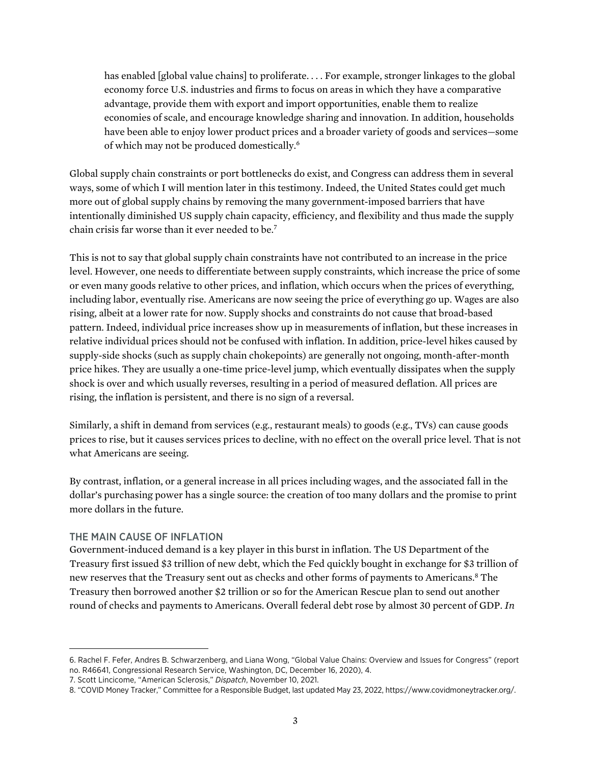> has enabled [global value chains] to proliferate. . . . For example, stronger linkages to the global economy force U.S. industries and firms to focus on areas in which they have a comparative advantage, provide them with export and import opportunities, enable them to realize economies of scale, and encourage knowledge sharing and innovation. In addition, households have been able to enjoy lower product prices and a broader variety of goods and services—some of which may not be produced domestically.[6]

Global supply chain constraints or port bottlenecks do exist, and Congress can address them in several ways, some of which I will mention later in this testimony. Indeed, the United States could get much more out of global supply chains by removing the many government-imposed barriers that have intentionally diminished US supply chain capacity, efficiency, and flexibility and thus made the supply chain crisis far worse than it ever needed to be.[7]

This is not to say that global supply chain constraints have not contributed to an increase in the price level. However, one needs to differentiate between supply constraints, which increase the price of some or even many goods relative to other prices, and inflation, which occurs when the prices of everything, including labor, eventually rise. Americans are now seeing the price of everything go up. Wages are also rising, albeit at a lower rate for now. Supply shocks and constraints do not cause that broad-based pattern. Indeed, individual price increases show up in measurements of inflation, but these increases in relative individual prices should not be confused with inflation. In addition, price-level hikes caused by supply-side shocks (such as supply chain chokepoints) are generally not ongoing, month-after-month price hikes. They are usually a one-time price-level jump, which eventually dissipates when the supply shock is over and which usually reverses, resulting in a period of measured deflation. All prices are rising, the inflation is persistent, and there is no sign of a reversal.

Similarly, a shift in demand from services (e.g., restaurant meals) to goods (e.g., TVs) can cause goods prices to rise, but it causes services prices to decline, with no effect on the overall price level. That is not what Americans are seeing.

By contrast, inflation, or a general increase in all prices including wages, and the associated fall in the dollar's purchasing power has a single source: the creation of too many dollars and the promise to print more dollars in the future.

## THE MAIN CAUSE OF INFLATION

Government-induced demand is a key player in this burst in inflation. The US Department of the Treasury first issued $3 trillion of new debt, which the Fed quickly bought in exchange for $3 trillion of new reserves that the Treasury sent out as checks and other forms of payments to Americans.[8] The Treasury then borrowed another $2 trillion or so for the American Rescue plan to send out another round of checks and payments to Americans. Overall federal debt rose by almost 30 percent of GDP. *In*

---

6. Rachel F. Fefer, Andres B. Schwarzenberg, and Liana Wong, "Global Value Chains: Overview and Issues for Congress" (report no. R46641, Congressional Research Service, Washington, DC, December 16, 2020), 4.
7. Scott Lincicome, "American Sclerosis," *Dispatch*, November 10, 2021.
8. "COVID Money Tracker," Committee for a Responsible Budget, last updated May 23, 2022, https://www.covidmoneytracker.org/.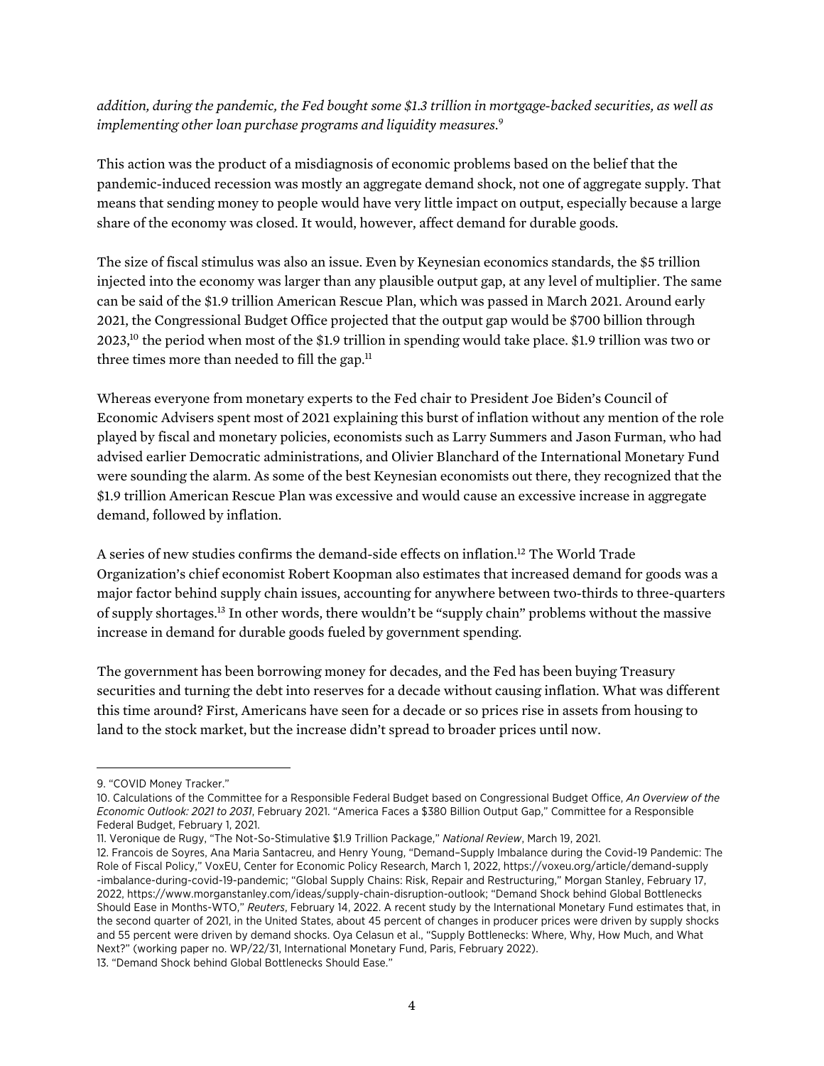*addition, during the pandemic, the Fed bought some $1.3 trillion in mortgage-backed securities, as well as implementing other loan purchase programs and liquidity measures.*[9]

This action was the product of a misdiagnosis of economic problems based on the belief that the pandemic-induced recession was mostly an aggregate demand shock, not one of aggregate supply. That means that sending money to people would have very little impact on output, especially because a large share of the economy was closed. It would, however, affect demand for durable goods.

The size of fiscal stimulus was also an issue. Even by Keynesian economics standards, the $5 trillion injected into the economy was larger than any plausible output gap, at any level of multiplier. The same can be said of the $1.9 trillion American Rescue Plan, which was passed in March 2021. Around early 2021, the Congressional Budget Office projected that the output gap would be $700 billion through 2023,[10] the period when most of the $1.9 trillion in spending would take place. $1.9 trillion was two or three times more than needed to fill the gap.[11]

Whereas everyone from monetary experts to the Fed chair to President Joe Biden's Council of Economic Advisers spent most of 2021 explaining this burst of inflation without any mention of the role played by fiscal and monetary policies, economists such as Larry Summers and Jason Furman, who had advised earlier Democratic administrations, and Olivier Blanchard of the International Monetary Fund were sounding the alarm. As some of the best Keynesian economists out there, they recognized that the $1.9 trillion American Rescue Plan was excessive and would cause an excessive increase in aggregate demand, followed by inflation.

A series of new studies confirms the demand-side effects on inflation.[12] The World Trade Organization's chief economist Robert Koopman also estimates that increased demand for goods was a major factor behind supply chain issues, accounting for anywhere between two-thirds to three-quarters of supply shortages.[13] In other words, there wouldn't be "supply chain" problems without the massive increase in demand for durable goods fueled by government spending.

The government has been borrowing money for decades, and the Fed has been buying Treasury securities and turning the debt into reserves for a decade without causing inflation. What was different this time around? First, Americans have seen for a decade or so prices rise in assets from housing to land to the stock market, but the increase didn't spread to broader prices until now.

---

9. "COVID Money Tracker."
10. Calculations of the Committee for a Responsible Federal Budget based on Congressional Budget Office, *An Overview of the Economic Outlook: 2021 to 2031*, February 2021. "America Faces a $380 Billion Output Gap," Committee for a Responsible Federal Budget, February 1, 2021.
11. Veronique de Rugy, "The Not-So-Stimulative $1.9 Trillion Package," *National Review*, March 19, 2021.
12. Francois de Soyres, Ana Maria Santacreu, and Henry Young, "Demand–Supply Imbalance during the Covid-19 Pandemic: The Role of Fiscal Policy," VoxEU, Center for Economic Policy Research, March 1, 2022, https://voxeu.org/article/demand-supply-imbalance-during-covid-19-pandemic; "Global Supply Chains: Risk, Repair and Restructuring," Morgan Stanley, February 17, 2022, https://www.morganstanley.com/ideas/supply-chain-disruption-outlook; "Demand Shock behind Global Bottlenecks Should Ease in Months-WTO," *Reuters*, February 14, 2022. A recent study by the International Monetary Fund estimates that, in the second quarter of 2021, in the United States, about 45 percent of changes in producer prices were driven by supply shocks and 55 percent were driven by demand shocks. Oya Celasun et al., "Supply Bottlenecks: Where, Why, How Much, and What Next?" (working paper no. WP/22/31, International Monetary Fund, Paris, February 2022).
13. "Demand Shock behind Global Bottlenecks Should Ease."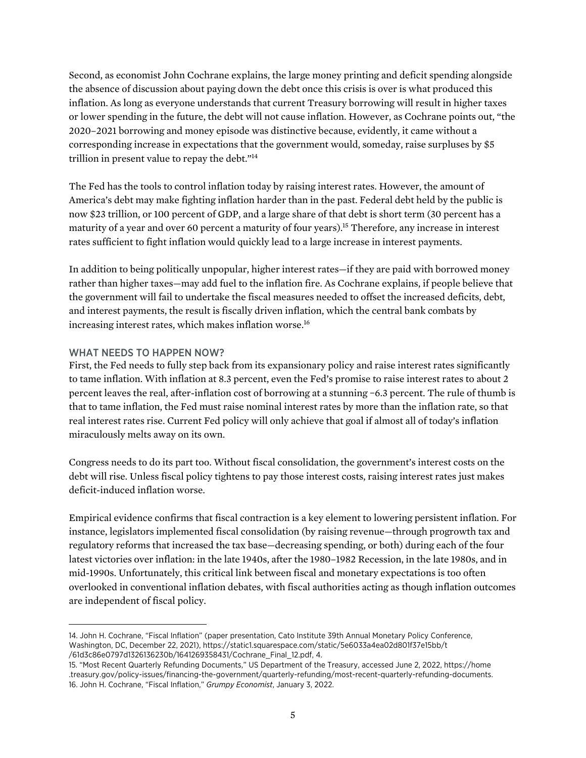Second, as economist John Cochrane explains, the large money printing and deficit spending alongside the absence of discussion about paying down the debt once this crisis is over is what produced this inflation. As long as everyone understands that current Treasury borrowing will result in higher taxes or lower spending in the future, the debt will not cause inflation. However, as Cochrane points out, "the 2020–2021 borrowing and money episode was distinctive because, evidently, it came without a corresponding increase in expectations that the government would, someday, raise surpluses by $5 trillion in present value to repay the debt."[14]

The Fed has the tools to control inflation today by raising interest rates. However, the amount of America's debt may make fighting inflation harder than in the past. Federal debt held by the public is now $23 trillion, or 100 percent of GDP, and a large share of that debt is short term (30 percent has a maturity of a year and over 60 percent a maturity of four years).[15] Therefore, any increase in interest rates sufficient to fight inflation would quickly lead to a large increase in interest payments.

In addition to being politically unpopular, higher interest rates—if they are paid with borrowed money rather than higher taxes—may add fuel to the inflation fire. As Cochrane explains, if people believe that the government will fail to undertake the fiscal measures needed to offset the increased deficits, debt, and interest payments, the result is fiscally driven inflation, which the central bank combats by increasing interest rates, which makes inflation worse.[16]

## WHAT NEEDS TO HAPPEN NOW?

First, the Fed needs to fully step back from its expansionary policy and raise interest rates significantly to tame inflation. With inflation at 8.3 percent, even the Fed's promise to raise interest rates to about 2 percent leaves the real, after-inflation cost of borrowing at a stunning −6.3 percent. The rule of thumb is that to tame inflation, the Fed must raise nominal interest rates by more than the inflation rate, so that real interest rates rise. Current Fed policy will only achieve that goal if almost all of today's inflation miraculously melts away on its own.

Congress needs to do its part too. Without fiscal consolidation, the government's interest costs on the debt will rise. Unless fiscal policy tightens to pay those interest costs, raising interest rates just makes deficit-induced inflation worse.

Empirical evidence confirms that fiscal contraction is a key element to lowering persistent inflation. For instance, legislators implemented fiscal consolidation (by raising revenue—through progrowth tax and regulatory reforms that increased the tax base—decreasing spending, or both) during each of the four latest victories over inflation: in the late 1940s, after the 1980–1982 Recession, in the late 1980s, and in mid-1990s. Unfortunately, this critical link between fiscal and monetary expectations is too often overlooked in conventional inflation debates, with fiscal authorities acting as though inflation outcomes are independent of fiscal policy.

---

14. John H. Cochrane, "Fiscal Inflation" (paper presentation, Cato Institute 39th Annual Monetary Policy Conference, Washington, DC, December 22, 2021), https://static1.squarespace.com/static/5e6033a4ea02d801f37e15bb/t/61d3c86e0797d1326136230b/1641269358431/Cochrane_Final_12.pdf, 4.

15. "Most Recent Quarterly Refunding Documents," US Department of the Treasury, accessed June 2, 2022, https://home.treasury.gov/policy-issues/financing-the-government/quarterly-refunding/most-recent-quarterly-refunding-documents.

16. John H. Cochrane, "Fiscal Inflation," *Grumpy Economist*, January 3, 2022.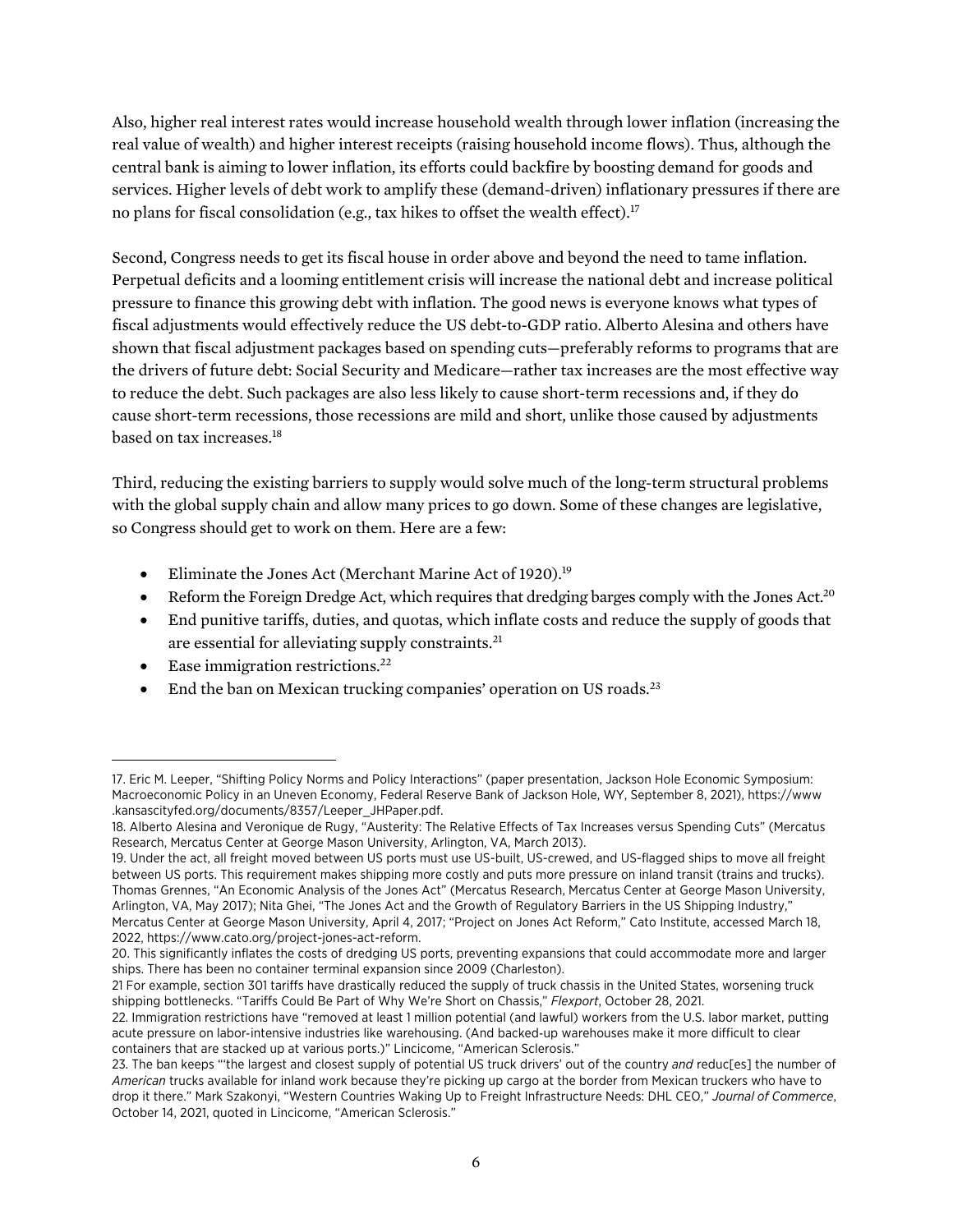Also, higher real interest rates would increase household wealth through lower inflation (increasing the real value of wealth) and higher interest receipts (raising household income flows). Thus, although the central bank is aiming to lower inflation, its efforts could backfire by boosting demand for goods and services. Higher levels of debt work to amplify these (demand-driven) inflationary pressures if there are no plans for fiscal consolidation (e.g., tax hikes to offset the wealth effect).[17]

Second, Congress needs to get its fiscal house in order above and beyond the need to tame inflation. Perpetual deficits and a looming entitlement crisis will increase the national debt and increase political pressure to finance this growing debt with inflation. The good news is everyone knows what types of fiscal adjustments would effectively reduce the US debt-to-GDP ratio. Alberto Alesina and others have shown that fiscal adjustment packages based on spending cuts—preferably reforms to programs that are the drivers of future debt: Social Security and Medicare—rather tax increases are the most effective way to reduce the debt. Such packages are also less likely to cause short-term recessions and, if they do cause short-term recessions, those recessions are mild and short, unlike those caused by adjustments based on tax increases.[18]

Third, reducing the existing barriers to supply would solve much of the long-term structural problems with the global supply chain and allow many prices to go down. Some of these changes are legislative, so Congress should get to work on them. Here are a few:

- Eliminate the Jones Act (Merchant Marine Act of 1920).[19]
- Reform the Foreign Dredge Act, which requires that dredging barges comply with the Jones Act.[20]
- End punitive tariffs, duties, and quotas, which inflate costs and reduce the supply of goods that are essential for alleviating supply constraints.[21]
- Ease immigration restrictions.[22]
- End the ban on Mexican trucking companies' operation on US roads.[23]

---

17. Eric M. Leeper, "Shifting Policy Norms and Policy Interactions" (paper presentation, Jackson Hole Economic Symposium: Macroeconomic Policy in an Uneven Economy, Federal Reserve Bank of Jackson Hole, WY, September 8, 2021), https://www.kansascityfed.org/documents/8357/Leeper_JHPaper.pdf.

18. Alberto Alesina and Veronique de Rugy, "Austerity: The Relative Effects of Tax Increases versus Spending Cuts" (Mercatus Research, Mercatus Center at George Mason University, Arlington, VA, March 2013).

19. Under the act, all freight moved between US ports must use US-built, US-crewed, and US-flagged ships to move all freight between US ports. This requirement makes shipping more costly and puts more pressure on inland transit (trains and trucks). Thomas Grennes, "An Economic Analysis of the Jones Act" (Mercatus Research, Mercatus Center at George Mason University, Arlington, VA, May 2017); Nita Ghei, "The Jones Act and the Growth of Regulatory Barriers in the US Shipping Industry," Mercatus Center at George Mason University, April 4, 2017; "Project on Jones Act Reform," Cato Institute, accessed March 18, 2022, https://www.cato.org/project-jones-act-reform.

20. This significantly inflates the costs of dredging US ports, preventing expansions that could accommodate more and larger ships. There has been no container terminal expansion since 2009 (Charleston).

21 For example, section 301 tariffs have drastically reduced the supply of truck chassis in the United States, worsening truck shipping bottlenecks. "Tariffs Could Be Part of Why We're Short on Chassis," *Flexport*, October 28, 2021.

22. Immigration restrictions have "removed at least 1 million potential (and lawful) workers from the U.S. labor market, putting acute pressure on labor-intensive industries like warehousing. (And backed-up warehouses make it more difficult to clear containers that are stacked up at various ports.)" Lincicome, "American Sclerosis."

23. The ban keeps "'the largest and closest supply of potential US truck drivers' out of the country *and* reduc[es] the number of *American* trucks available for inland work because they're picking up cargo at the border from Mexican truckers who have to drop it there." Mark Szakonyi, "Western Countries Waking Up to Freight Infrastructure Needs: DHL CEO," *Journal of Commerce*, October 14, 2021, quoted in Lincicome, "American Sclerosis."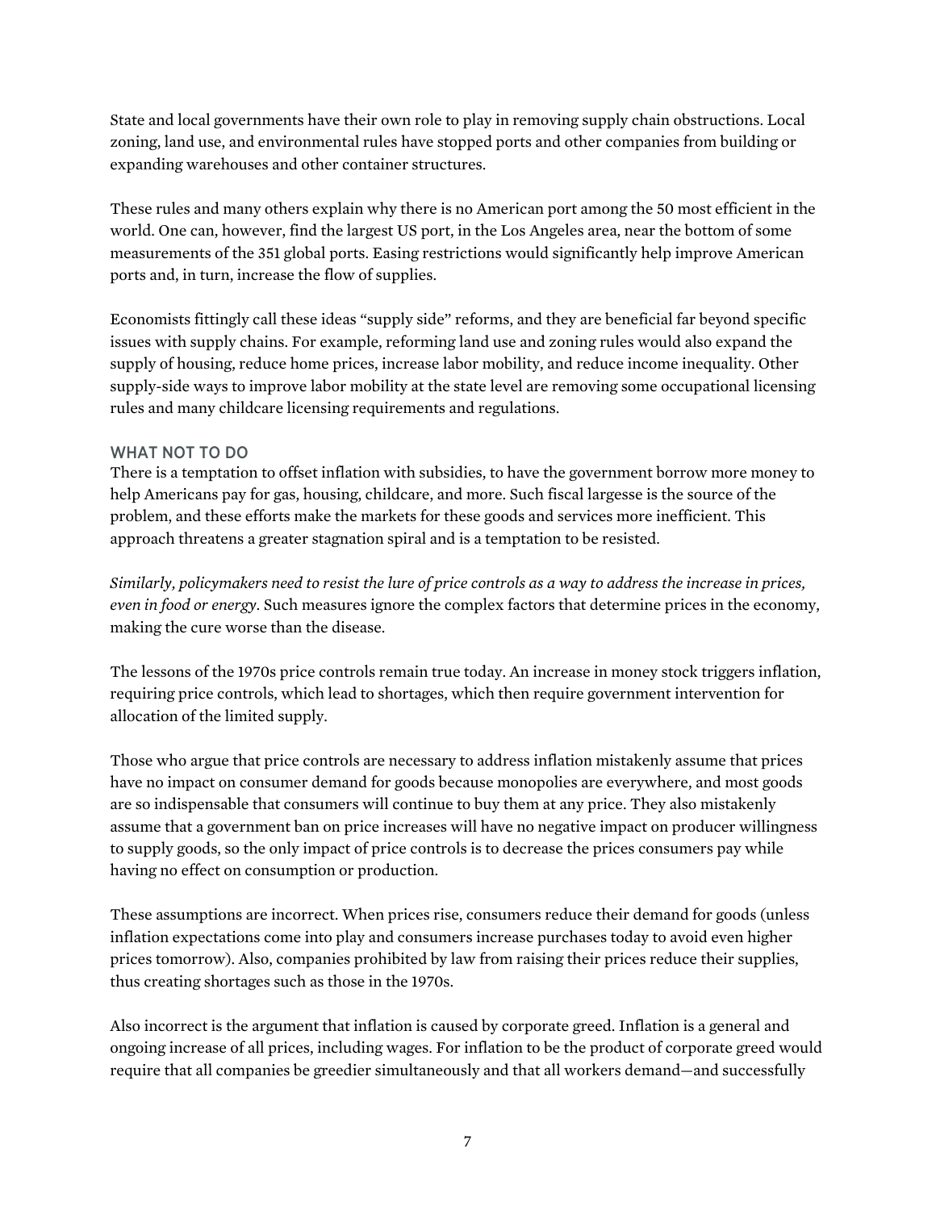State and local governments have their own role to play in removing supply chain obstructions. Local zoning, land use, and environmental rules have stopped ports and other companies from building or expanding warehouses and other container structures.

These rules and many others explain why there is no American port among the 50 most efficient in the world. One can, however, find the largest US port, in the Los Angeles area, near the bottom of some measurements of the 351 global ports. Easing restrictions would significantly help improve American ports and, in turn, increase the flow of supplies.

Economists fittingly call these ideas "supply side" reforms, and they are beneficial far beyond specific issues with supply chains. For example, reforming land use and zoning rules would also expand the supply of housing, reduce home prices, increase labor mobility, and reduce income inequality. Other supply-side ways to improve labor mobility at the state level are removing some occupational licensing rules and many childcare licensing requirements and regulations.

## WHAT NOT TO DO

There is a temptation to offset inflation with subsidies, to have the government borrow more money to help Americans pay for gas, housing, childcare, and more. Such fiscal largesse is the source of the problem, and these efforts make the markets for these goods and services more inefficient. This approach threatens a greater stagnation spiral and is a temptation to be resisted.

*Similarly, policymakers need to resist the lure of price controls as a way to address the increase in prices, even in food or energy.* Such measures ignore the complex factors that determine prices in the economy, making the cure worse than the disease.

The lessons of the 1970s price controls remain true today. An increase in money stock triggers inflation, requiring price controls, which lead to shortages, which then require government intervention for allocation of the limited supply.

Those who argue that price controls are necessary to address inflation mistakenly assume that prices have no impact on consumer demand for goods because monopolies are everywhere, and most goods are so indispensable that consumers will continue to buy them at any price. They also mistakenly assume that a government ban on price increases will have no negative impact on producer willingness to supply goods, so the only impact of price controls is to decrease the prices consumers pay while having no effect on consumption or production.

These assumptions are incorrect. When prices rise, consumers reduce their demand for goods (unless inflation expectations come into play and consumers increase purchases today to avoid even higher prices tomorrow). Also, companies prohibited by law from raising their prices reduce their supplies, thus creating shortages such as those in the 1970s.

Also incorrect is the argument that inflation is caused by corporate greed. Inflation is a general and ongoing increase of all prices, including wages. For inflation to be the product of corporate greed would require that all companies be greedier simultaneously and that all workers demand—and successfully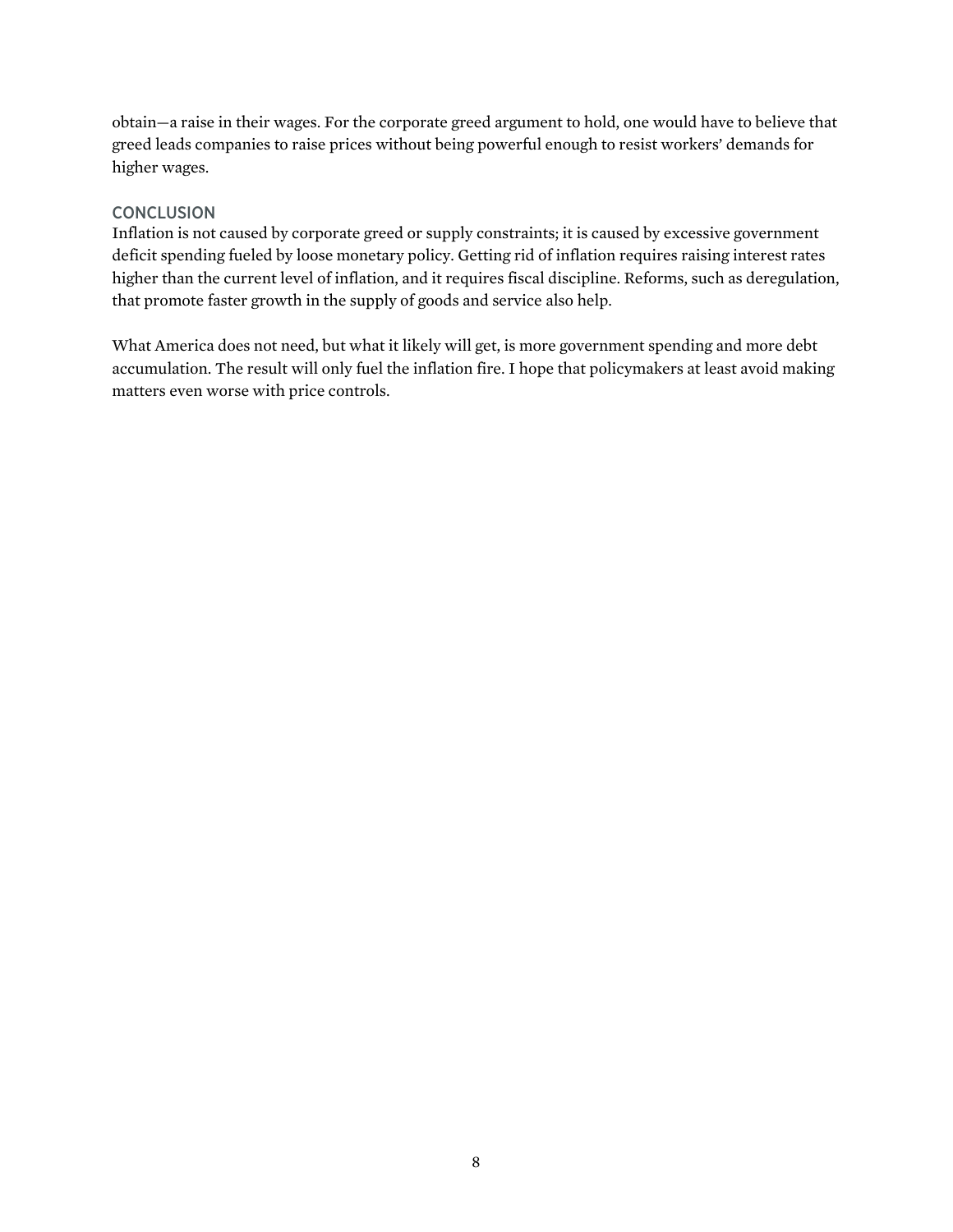obtain—a raise in their wages. For the corporate greed argument to hold, one would have to believe that greed leads companies to raise prices without being powerful enough to resist workers' demands for higher wages.

## CONCLUSION

Inflation is not caused by corporate greed or supply constraints; it is caused by excessive government deficit spending fueled by loose monetary policy. Getting rid of inflation requires raising interest rates higher than the current level of inflation, and it requires fiscal discipline. Reforms, such as deregulation, that promote faster growth in the supply of goods and service also help.

What America does not need, but what it likely will get, is more government spending and more debt accumulation. The result will only fuel the inflation fire. I hope that policymakers at least avoid making matters even worse with price controls.